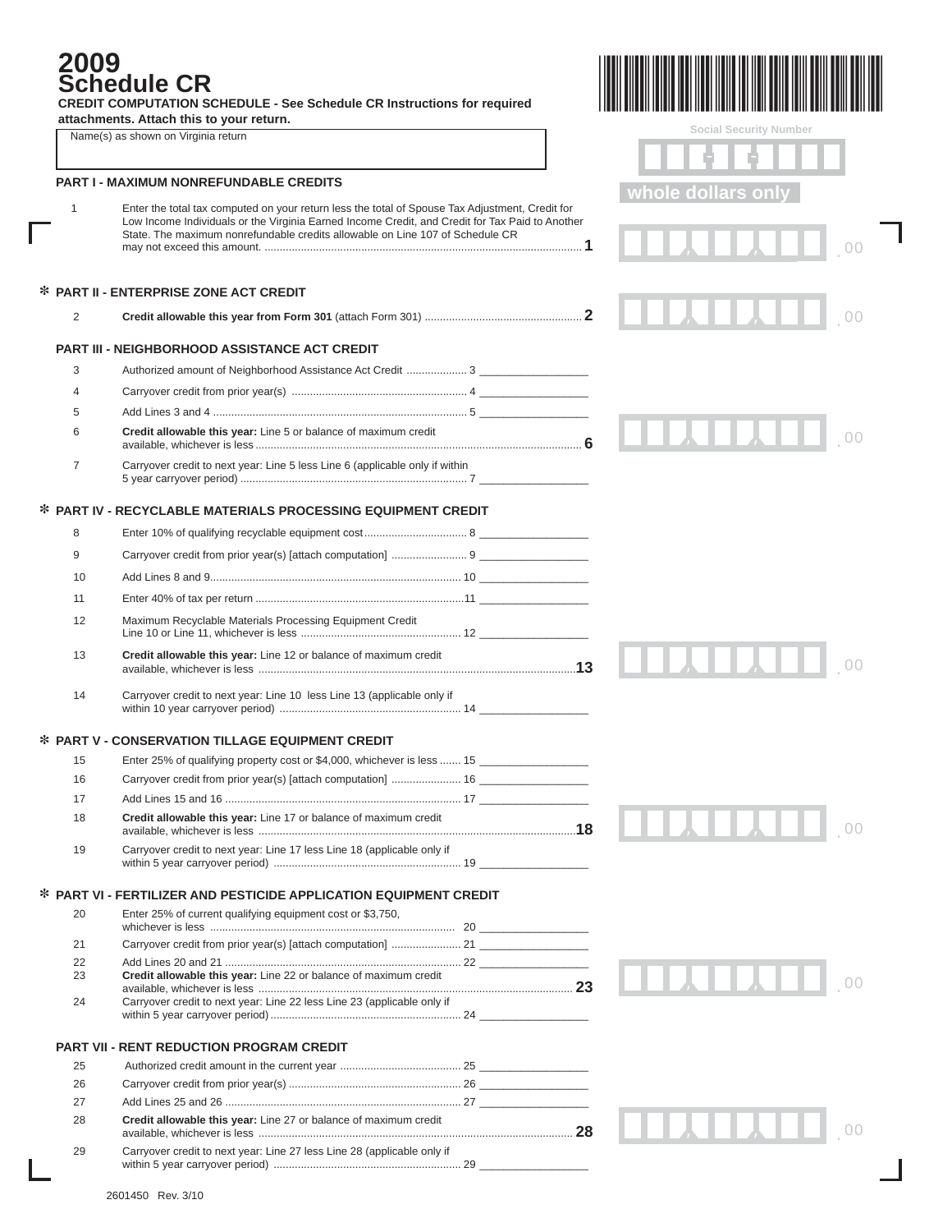# 2009 Schedule CR

**CREDIT COMPUTATION SCHEDULE - See Schedule CR Instructions for required attachments. Attach this to your return.**

Name(s) as shown on Virginia return

Social Security Number

whole dollars only

## PART I - MAXIMUM NONREFUNDABLE CREDITS

1. Enter the total tax computed on your return less the total of Spouse Tax Adjustment, Credit for Low Income Individuals or the Virginia Earned Income Credit, and Credit for Tax Paid to Another State. The maximum nonrefundable credits allowable on Line 107 of Schedule CR may not exceed this amount. ........ **1** ______ .00

## * PART II - ENTERPRISE ZONE ACT CREDIT

2. **Credit allowable this year from Form 301** (attach Form 301) ........ **2** ______ .00

## PART III - NEIGHBORHOOD ASSISTANCE ACT CREDIT

3. Authorized amount of Neighborhood Assistance Act Credit ........ 3 ______
4. Carryover credit from prior year(s) ........ 4 ______
5. Add Lines 3 and 4 ........ 5 ______
6. **Credit allowable this year:** Line 5 or balance of maximum credit available, whichever is less ........ **6** ______ .00
7. Carryover credit to next year: Line 5 less Line 6 (applicable only if within 5 year carryover period) ........ 7 ______

## * PART IV - RECYCLABLE MATERIALS PROCESSING EQUIPMENT CREDIT

8. Enter 10% of qualifying recyclable equipment cost ........ 8 ______
9. Carryover credit from prior year(s) [attach computation] ........ 9 ______
10. Add Lines 8 and 9 ........ 10 ______
11. Enter 40% of tax per return ........ 11 ______
12. Maximum Recyclable Materials Processing Equipment Credit Line 10 or Line 11, whichever is less ........ 12 ______
13. **Credit allowable this year:** Line 12 or balance of maximum credit available, whichever is less ........ **13** ______ .00
14. Carryover credit to next year: Line 10 less Line 13 (applicable only if within 10 year carryover period) ........ 14 ______

## * PART V - CONSERVATION TILLAGE EQUIPMENT CREDIT

15. Enter 25% of qualifying property cost or $4,000, whichever is less ........ 15 ______
16. Carryover credit from prior year(s) [attach computation] ........ 16 ______
17. Add Lines 15 and 16 ........ 17 ______
18. **Credit allowable this year:** Line 17 or balance of maximum credit available, whichever is less ........ **18** ______ .00
19. Carryover credit to next year: Line 17 less Line 18 (applicable only if within 5 year carryover period) ........ 19 ______

## * PART VI - FERTILIZER AND PESTICIDE APPLICATION EQUIPMENT CREDIT

20. Enter 25% of current qualifying equipment cost or $3,750, whichever is less ........ 20 ______
21. Carryover credit from prior year(s) [attach computation] ........ 21 ______
22. Add Lines 20 and 21 ........ 22 ______
23. **Credit allowable this year:** Line 22 or balance of maximum credit available, whichever is less ........ **23** ______ .00
24. Carryover credit to next year: Line 22 less Line 23 (applicable only if within 5 year carryover period) ........ 24 ______

## PART VII - RENT REDUCTION PROGRAM CREDIT

25. Authorized credit amount in the current year ........ 25 ______
26. Carryover credit from prior year(s) ........ 26 ______
27. Add Lines 25 and 26 ........ 27 ______
28. **Credit allowable this year:** Line 27 or balance of maximum credit available, whichever is less ........ **28** ______ .00
29. Carryover credit to next year: Line 27 less Line 28 (applicable only if within 5 year carryover period) ........ 29 ______

2601450 Rev. 3/10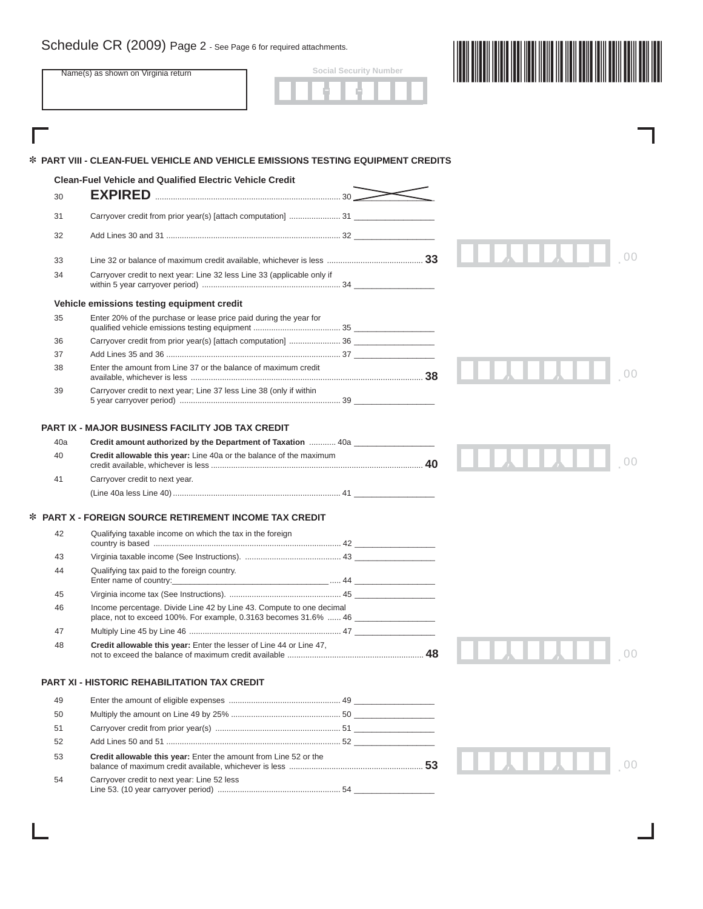Schedule CR (2009) Page 2 - See Page 6 for required attachments.

Name(s) as shown on Virginia return

Social Security Number

## ✻ PART VIII - CLEAN-FUEL VEHICLE AND VEHICLE EMISSIONS TESTING EQUIPMENT CREDITS

### Clean-Fuel Vehicle and Qualified Electric Vehicle Credit

| Line | Description | |
|---|---|---|
| 30 | **EXPIRED** ........ 30 | |
| 31 | Carryover credit from prior year(s) [attach computation] ........ 31 | |
| 32 | Add Lines 30 and 31 ........ 32 | |
| 33 | Line 32 or balance of maximum credit available, whichever is less ........ **33** | .00 |
| 34 | Carryover credit to next year: Line 32 less Line 33 (applicable only if within 5 year carryover period) ........ 34 | |

### Vehicle emissions testing equipment credit

| Line | Description | |
|---|---|---|
| 35 | Enter 20% of the purchase or lease price paid during the year for qualified vehicle emissions testing equipment ........ 35 | |
| 36 | Carryover credit from prior year(s) [attach computation] ........ 36 | |
| 37 | Add Lines 35 and 36 ........ 37 | |
| 38 | Enter the amount from Line 37 or the balance of maximum credit available, whichever is less ........ **38** | .00 |
| 39 | Carryover credit to next year; Line 37 less Line 38 (only if within 5 year carryover period) ........ 39 | |

## PART IX - MAJOR BUSINESS FACILITY JOB TAX CREDIT

| Line | Description | |
|---|---|---|
| 40a | **Credit amount authorized by the Department of Taxation** ........ 40a | |
| 40 | **Credit allowable this year:** Line 40a or the balance of the maximum credit available, whichever is less ........ **40** | .00 |
| 41 | Carryover credit to next year. (Line 40a less Line 40) ........ 41 | |

## ✻ PART X - FOREIGN SOURCE RETIREMENT INCOME TAX CREDIT

| Line | Description | |
|---|---|---|
| 42 | Qualifying taxable income on which the tax in the foreign country is based ........ 42 | |
| 43 | Virginia taxable income (See Instructions). ........ 43 | |
| 44 | Qualifying tax paid to the foreign country. Enter name of country:______________ ........ 44 | |
| 45 | Virginia income tax (See Instructions). ........ 45 | |
| 46 | Income percentage. Divide Line 42 by Line 43. Compute to one decimal place, not to exceed 100%. For example, 0.3163 becomes 31.6% ........ 46 | |
| 47 | Multiply Line 45 by Line 46 ........ 47 | |
| 48 | **Credit allowable this year:** Enter the lesser of Line 44 or Line 47, not to exceed the balance of maximum credit available ........ **48** | .00 |

## PART XI - HISTORIC REHABILITATION TAX CREDIT

| Line | Description | |
|---|---|---|
| 49 | Enter the amount of eligible expenses ........ 49 | |
| 50 | Multiply the amount on Line 49 by 25% ........ 50 | |
| 51 | Carryover credit from prior year(s) ........ 51 | |
| 52 | Add Lines 50 and 51 ........ 52 | |
| 53 | **Credit allowable this year:** Enter the amount from Line 52 or the balance of maximum credit available, whichever is less ........ **53** | .00 |
| 54 | Carryover credit to next year: Line 52 less Line 53. (10 year carryover period) ........ 54 | |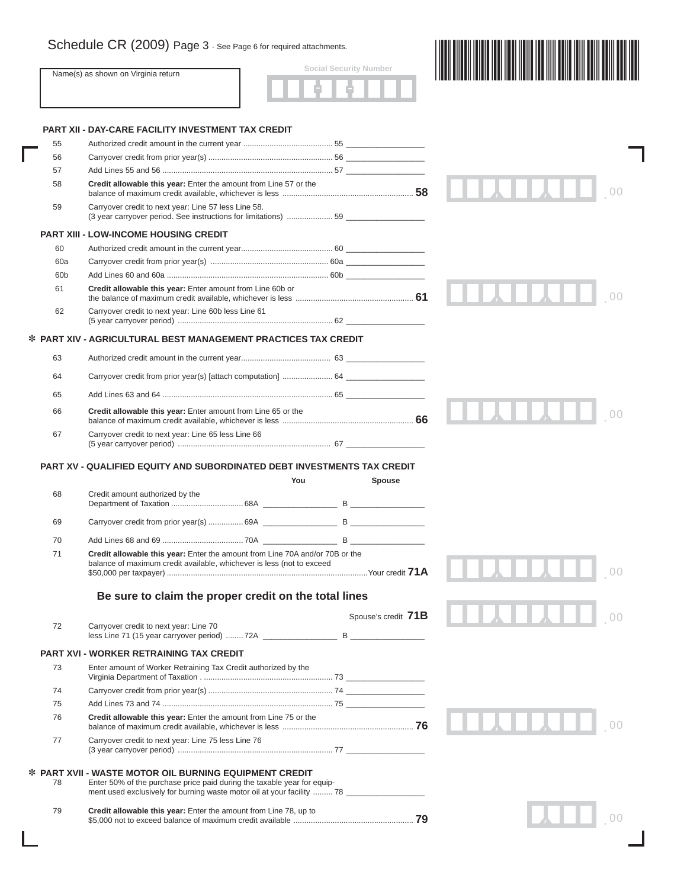Schedule CR (2009) Page 3 - See Page 6 for required attachments.

Name(s) as shown on Virginia return

Social Security Number

### PART XII - DAY-CARE FACILITY INVESTMENT TAX CREDIT

55 Authorized credit amount in the current year ......................................... 55 __________________

56 Carryover credit from prior year(s) ......................................................... 56 __________________

57 Add Lines 55 and 56 .............................................................................. 57 __________________

58 **Credit allowable this year:** Enter the amount from Line 57 or the balance of maximum credit available, whichever is less ........................................................... **58** , , .00

59 Carryover credit to next year: Line 57 less Line 58. (3 year carryover period. See instructions for limitations) ..................... 59 __________________

### PART XIII - LOW-INCOME HOUSING CREDIT

60 Authorized credit amount in the current year.......................................... 60 __________________

60a Carryover credit from prior year(s) ...................................................... 60a __________________

60b Add Lines 60 and 60a .......................................................................... 60b __________________

61 **Credit allowable this year:** Enter amount from Line 60b or the balance of maximum credit available, whichever is less ..................................................... **61** , , .00

62 Carryover credit to next year: Line 60b less Line 61 (5 year carryover period) ....................................................................... 62 __________________

### ✻ PART XIV - AGRICULTURAL BEST MANAGEMENT PRACTICES TAX CREDIT

63 Authorized credit amount in the current year......................................... 63 __________________

64 Carryover credit from prior year(s) [attach computation] ....................... 64 __________________

65 Add Lines 63 and 64 .............................................................................. 65 __________________

66 **Credit allowable this year:** Enter amount from Line 65 or the balance of maximum credit available, whichever is less ........................................................... **66** , , .00

67 Carryover credit to next year: Line 65 less Line 66 (5 year carryover period) ...................................................................... 67 __________________

### PART XV - QUALIFIED EQUITY AND SUBORDINATED DEBT INVESTMENTS TAX CREDIT

| | | You | Spouse |
|---|---|---|---|
| 68 | Credit amount authorized by the Department of Taxation ................................ | 68A _________________ | B _________________ |
| 69 | Carryover credit from prior year(s) ................ | 69A _________________ | B _________________ |
| 70 | Add Lines 68 and 69 ..................................... | 70A _________________ | B _________________ |

71 **Credit allowable this year:** Enter the amount from Line 70A and/or 70B or the balance of maximum credit available, whichever is less (not to exceed $50,000 per taxpayer) ...........................................................................................Your credit **71A** , , .00

**Be sure to claim the proper credit on the total lines**

Spouse's credit **71B** , , .00

72 Carryover credit to next year: Line 70 less Line 71 (15 year carryover period) ........ 72A _________________ B _________________

### PART XVI - WORKER RETRAINING TAX CREDIT

73 Enter amount of Worker Retraining Tax Credit authorized by the Virginia Department of Taxation . .......................................................... 73 __________________

74 Carryover credit from prior year(s) ......................................................... 74 __________________

75 Add Lines 73 and 74 .............................................................................. 75 __________________

76 **Credit allowable this year:** Enter the amount from Line 75 or the balance of maximum credit available, whichever is less ........................................................... **76** , , .00

77 Carryover credit to next year: Line 75 less Line 76 (3 year carryover period) ...................................................................... 77 __________________

### ✻ PART XVII - WASTE MOTOR OIL BURNING EQUIPMENT CREDIT

78 Enter 50% of the purchase price paid during the taxable year for equipment used exclusively for burning waste motor oil at your facility ......... 78 __________________

79 **Credit allowable this year:** Enter the amount from Line 78, up to $5,000 not to exceed balance of maximum credit available ...................................................... **79** , .00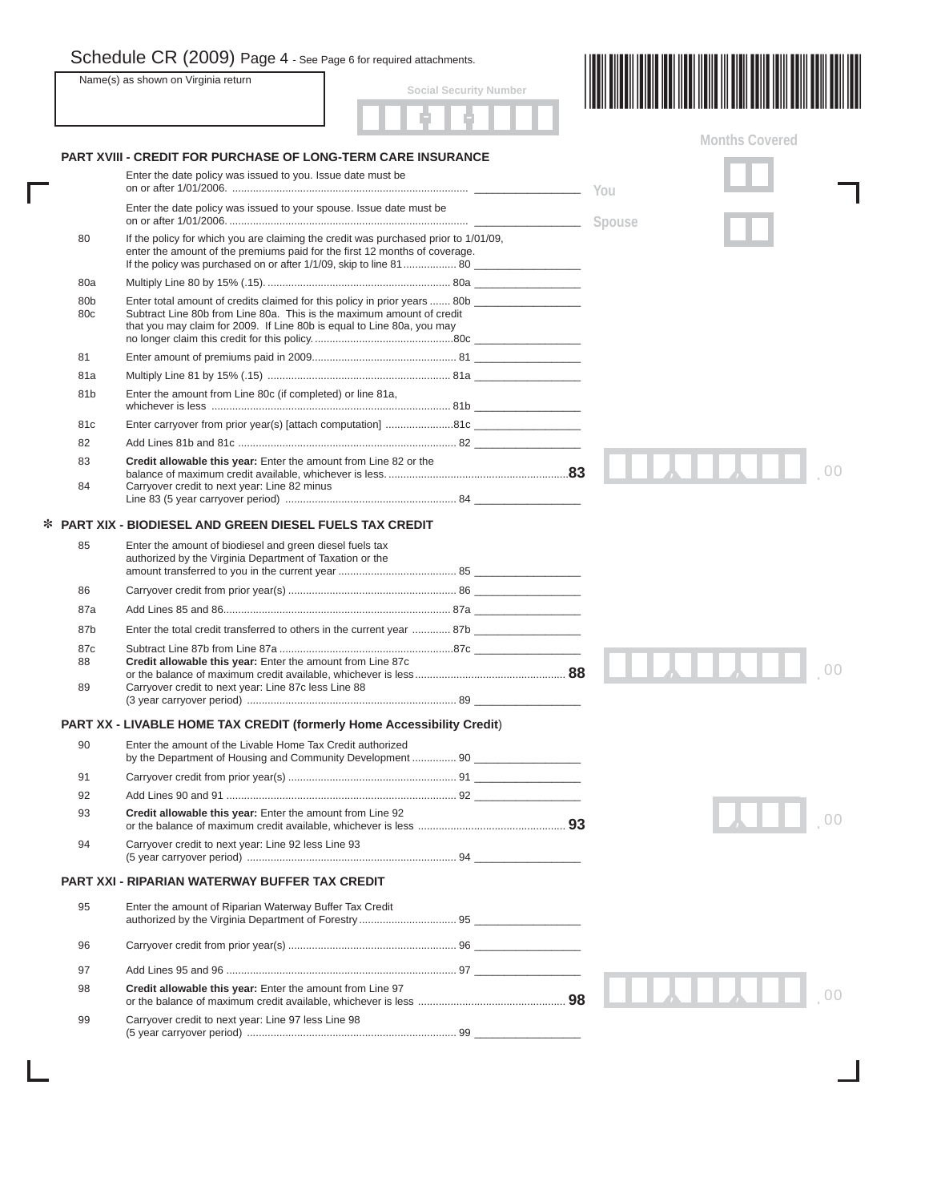# Schedule CR (2009) Page 4 - See Page 6 for required attachments.

Name(s) as shown on Virginia return

Social Security Number

## PART XVIII - CREDIT FOR PURCHASE OF LONG-TERM CARE INSURANCE

Months Covered

| Line | Description | Amount |
|---|---|---|
| | Enter the date policy was issued to you. Issue date must be on or after 1/01/2006. | You |
| | Enter the date policy was issued to your spouse. Issue date must be on or after 1/01/2006. | Spouse |
| 80 | If the policy for which you are claiming the credit was purchased prior to 1/01/09, enter the amount of the premiums paid for the first 12 months of coverage. If the policy was purchased on or after 1/1/09, skip to line 81 | 80 |
| 80a | Multiply Line 80 by 15% (.15). | 80a |
| 80b | Enter total amount of credits claimed for this policy in prior years | 80b |
| 80c | Subtract Line 80b from Line 80a. This is the maximum amount of credit that you may claim for 2009. If Line 80b is equal to Line 80a, you may no longer claim this credit for this policy. | 80c |
| 81 | Enter amount of premiums paid in 2009 | 81 |
| 81a | Multiply Line 81 by 15% (.15) | 81a |
| 81b | Enter the amount from Line 80c (if completed) or line 81a, whichever is less | 81b |
| 81c | Enter carryover from prior year(s) [attach computation] | 81c |
| 82 | Add Lines 81b and 81c | 82 |
| 83 | **Credit allowable this year:** Enter the amount from Line 82 or the balance of maximum credit available, whichever is less. | **83** .00 |
| 84 | Carryover credit to next year: Line 82 minus Line 83 (5 year carryover period) | 84 |

## * PART XIX - BIODIESEL AND GREEN DIESEL FUELS TAX CREDIT

| Line | Description | Amount |
|---|---|---|
| 85 | Enter the amount of biodiesel and green diesel fuels tax authorized by the Virginia Department of Taxation or the amount transferred to you in the current year | 85 |
| 86 | Carryover credit from prior year(s) | 86 |
| 87a | Add Lines 85 and 86 | 87a |
| 87b | Enter the total credit transferred to others in the current year | 87b |
| 87c | Subtract Line 87b from Line 87a | 87c |
| 88 | **Credit allowable this year:** Enter the amount from Line 87c or the balance of maximum credit available, whichever is less | **88** .00 |
| 89 | Carryover credit to next year: Line 87c less Line 88 (3 year carryover period) | 89 |

## PART XX - LIVABLE HOME TAX CREDIT (formerly Home Accessibility Credit)

| Line | Description | Amount |
|---|---|---|
| 90 | Enter the amount of the Livable Home Tax Credit authorized by the Department of Housing and Community Development | 90 |
| 91 | Carryover credit from prior year(s) | 91 |
| 92 | Add Lines 90 and 91 | 92 |
| 93 | **Credit allowable this year:** Enter the amount from Line 92 or the balance of maximum credit available, whichever is less | **93** .00 |
| 94 | Carryover credit to next year: Line 92 less Line 93 (5 year carryover period) | 94 |

## PART XXI - RIPARIAN WATERWAY BUFFER TAX CREDIT

| Line | Description | Amount |
|---|---|---|
| 95 | Enter the amount of Riparian Waterway Buffer Tax Credit authorized by the Virginia Department of Forestry | 95 |
| 96 | Carryover credit from prior year(s) | 96 |
| 97 | Add Lines 95 and 96 | 97 |
| 98 | **Credit allowable this year:** Enter the amount from Line 97 or the balance of maximum credit available, whichever is less | **98** .00 |
| 99 | Carryover credit to next year: Line 97 less Line 98 (5 year carryover period) | 99 |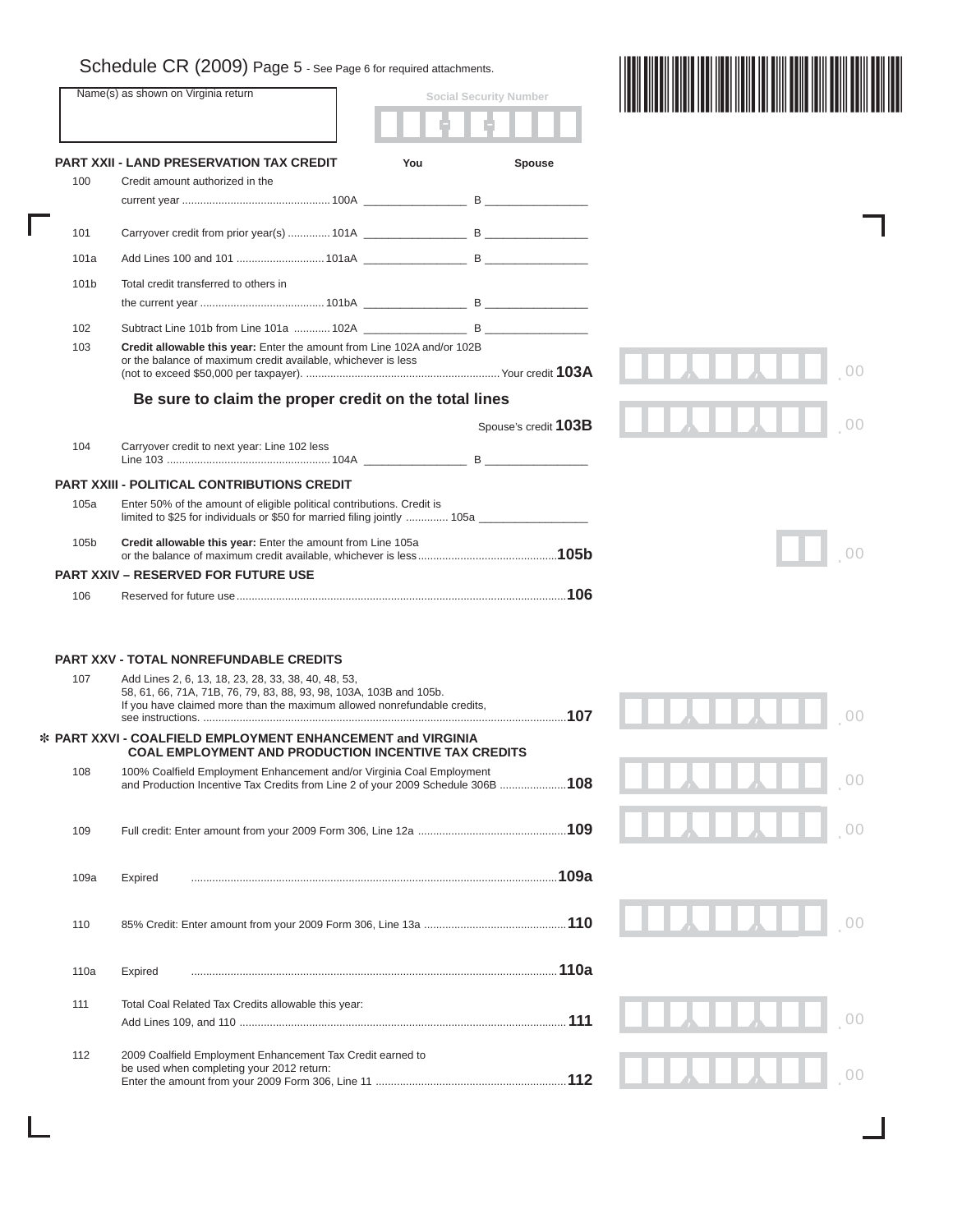# Schedule CR (2009) Page 5 - See Page 6 for required attachments.

Name(s) as shown on Virginia return

Social Security Number

## PART XXII - LAND PRESERVATION TAX CREDIT

| Line | Description | You | Spouse |
|---|---|---|---|
| 100 | Credit amount authorized in the current year ................................................ 100A | | B |
| 101 | Carryover credit from prior year(s) ............. 101A | | B |
| 101a | Add Lines 100 and 101 ............................ 101aA | | B |
| 101b | Total credit transferred to others in the current year ......................................... 101bA | | B |
| 102 | Subtract Line 101b from Line 101a ............ 102A | | B |

103 **Credit allowable this year:** Enter the amount from Line 102A and/or 102B or the balance of maximum credit available, whichever is less (not to exceed $50,000 per taxpayer). ............................................................... Your credit **103A** ______ .00

**Be sure to claim the proper credit on the total lines**

Spouse's credit **103B** ______ .00

104 Carryover credit to next year: Line 102 less Line 103 ...................................... 104A __________ B __________

## PART XXIII - POLITICAL CONTRIBUTIONS CREDIT

105a Enter 50% of the amount of eligible political contributions. Credit is limited to $25 for individuals or $50 for married filing jointly ............. 105a __________

105b **Credit allowable this year:** Enter the amount from Line 105a or the balance of maximum credit available, whichever is less............................................**105b** ______ .00

## PART XXIV – RESERVED FOR FUTURE USE

106 Reserved for future use...........................................................................................................**106**

## PART XXV - TOTAL NONREFUNDABLE CREDITS

107 Add Lines 2, 6, 13, 18, 23, 28, 33, 38, 40, 48, 53, 58, 61, 66, 71A, 71B, 76, 79, 83, 88, 93, 98, 103A, 103B and 105b. If you have claimed more than the maximum allowed nonrefundable credits, see instructions. .......................................................................................................**107** ______ .00

## ✻ PART XXVI - COALFIELD EMPLOYMENT ENHANCEMENT and VIRGINIA COAL EMPLOYMENT AND PRODUCTION INCENTIVE TAX CREDITS

108 100% Coalfield Employment Enhancement and/or Virginia Coal Employment and Production Incentive Tax Credits from Line 2 of your 2009 Schedule 306B .....................**108** ______ .00

109 Full credit: Enter amount from your 2009 Form 306, Line 12a ...............................................**109** ______ .00

109a Expired .......................................................................................................................**109a**

110 85% Credit: Enter amount from your 2009 Form 306, Line 13a ..............................................**110** ______ .00

110a Expired ....................................................................................................................... **110a**

111 Total Coal Related Tax Credits allowable this year: Add Lines 109, and 110 .......................................................................................................... **111** ______ .00

112 2009 Coalfield Employment Enhancement Tax Credit earned to be used when completing your 2012 return: Enter the amount from your 2009 Form 306, Line 11 .............................................................**112** ______ .00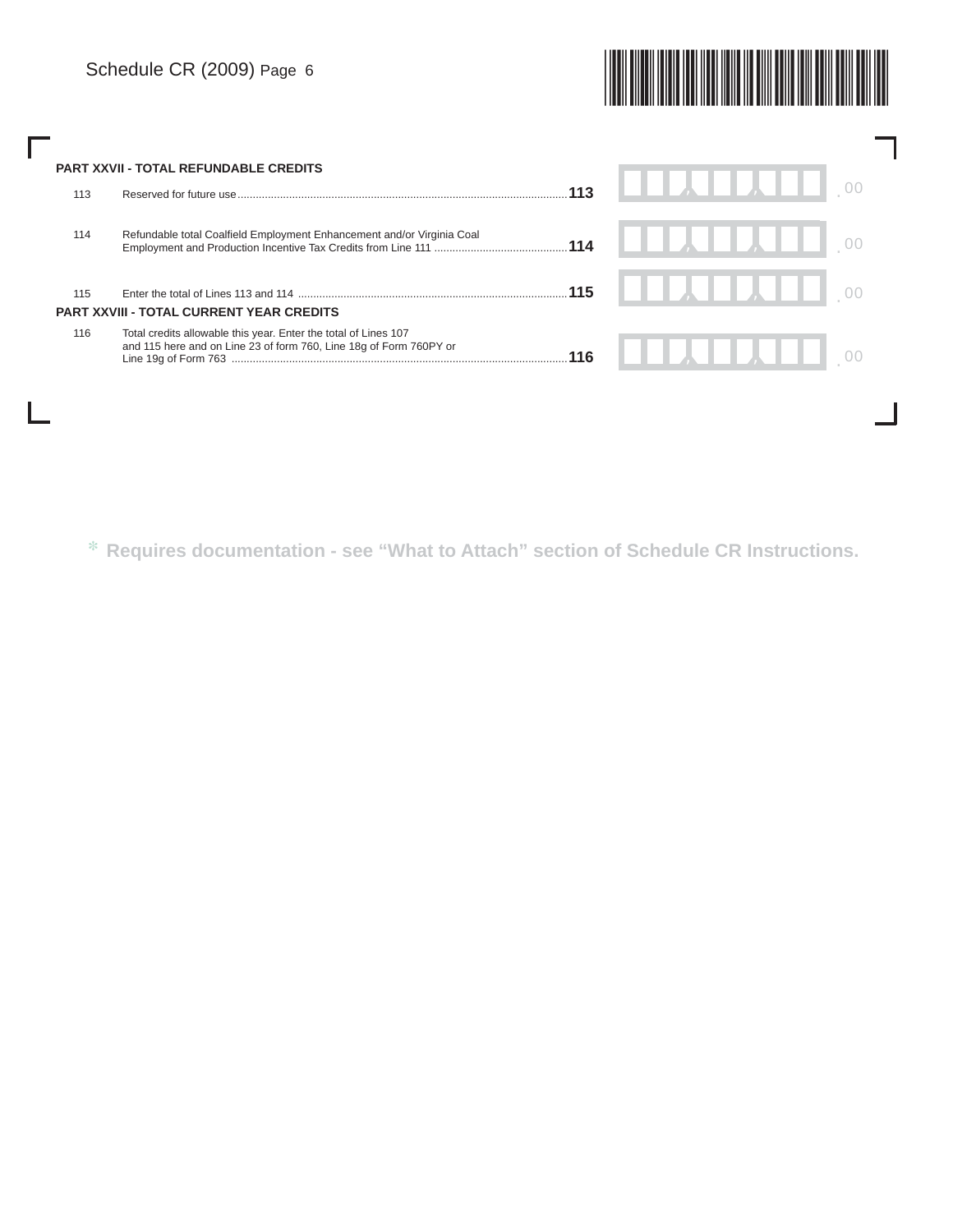## PART XXVII - TOTAL REFUNDABLE CREDITS

| | | | |
|---|---|---|---|
| 113 | Reserved for future use | 113 | .00 |
| 114 | Refundable total Coalfield Employment Enhancement and/or Virginia Coal Employment and Production Incentive Tax Credits from Line 111 | 114 | .00 |
| 115 | Enter the total of Lines 113 and 114 | 115 | .00 |

## PART XXVIII - TOTAL CURRENT YEAR CREDITS

| | | | |
|---|---|---|---|
| 116 | Total credits allowable this year. Enter the total of Lines 107 and 115 here and on Line 23 of form 760, Line 18g of Form 760PY or Line 19g of Form 763 | 116 | .00 |

* Requires documentation - see "What to Attach" section of Schedule CR Instructions.